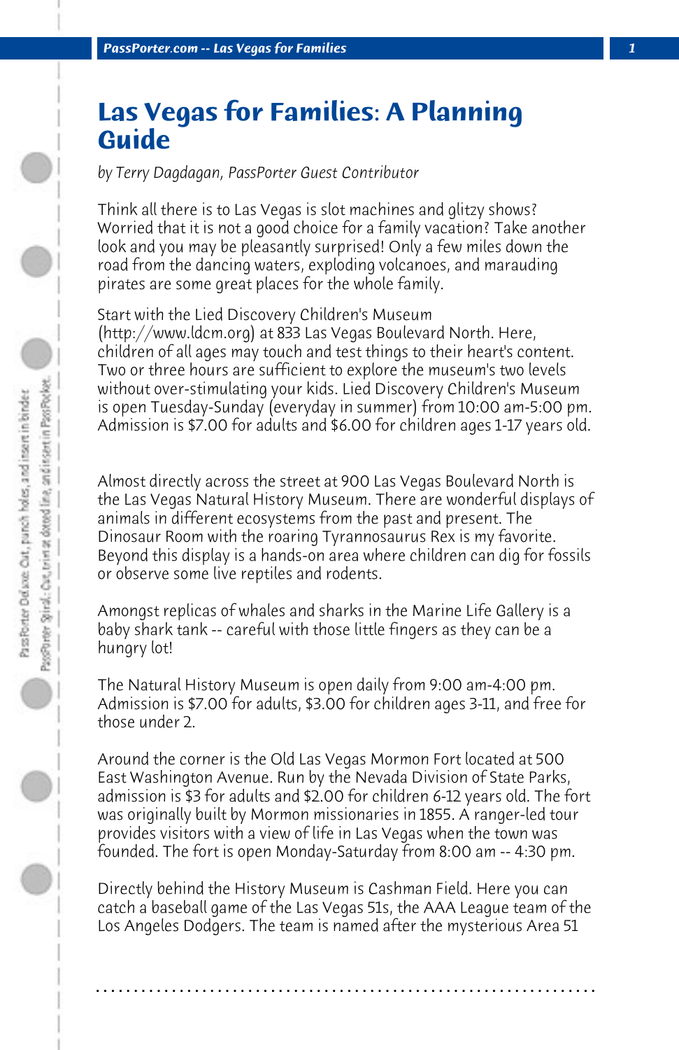# Las Vegas for Families: A Planning Guide

*by Terry Dagdagan, PassPorter Guest Contributor*

Think all there is to Las Vegas is slot machines and glitzy shows? Worried that it is not a good choice for a family vacation? Take another look and you may be pleasantly surprised! Only a few miles down the road from the dancing waters, exploding volcanoes, and marauding pirates are some great places for the whole family.

Start with the Lied Discovery Children's Museum (http://www.ldcm.org) at 833 Las Vegas Boulevard North. Here, children of all ages may touch and test things to their heart's content. Two or three hours are sufficient to explore the museum's two levels without over-stimulating your kids. Lied Discovery Children's Museum is open Tuesday-Sunday (everyday in summer) from 10:00 am-5:00 pm. Admission is $7.00 for adults and $6.00 for children ages 1-17 years old.

Almost directly across the street at 900 Las Vegas Boulevard North is the Las Vegas Natural History Museum. There are wonderful displays of animals in different ecosystems from the past and present. The Dinosaur Room with the roaring Tyrannosaurus Rex is my favorite. Beyond this display is a hands-on area where children can dig for fossils or observe some live reptiles and rodents.

Amongst replicas of whales and sharks in the Marine Life Gallery is a baby shark tank -- careful with those little fingers as they can be a hungry lot!

The Natural History Museum is open daily from 9:00 am-4:00 pm. Admission is $7.00 for adults, $3.00 for children ages 3-11, and free for those under 2.

Around the corner is the Old Las Vegas Mormon Fort located at 500 East Washington Avenue. Run by the Nevada Division of State Parks, admission is $3 for adults and $2.00 for children 6-12 years old. The fort was originally built by Mormon missionaries in 1855. A ranger-led tour provides visitors with a view of life in Las Vegas when the town was founded. The fort is open Monday-Saturday from 8:00 am -- 4:30 pm.

Directly behind the History Museum is Cashman Field. Here you can catch a baseball game of the Las Vegas 51s, the AAA League team of the Los Angeles Dodgers. The team is named after the mysterious Area 51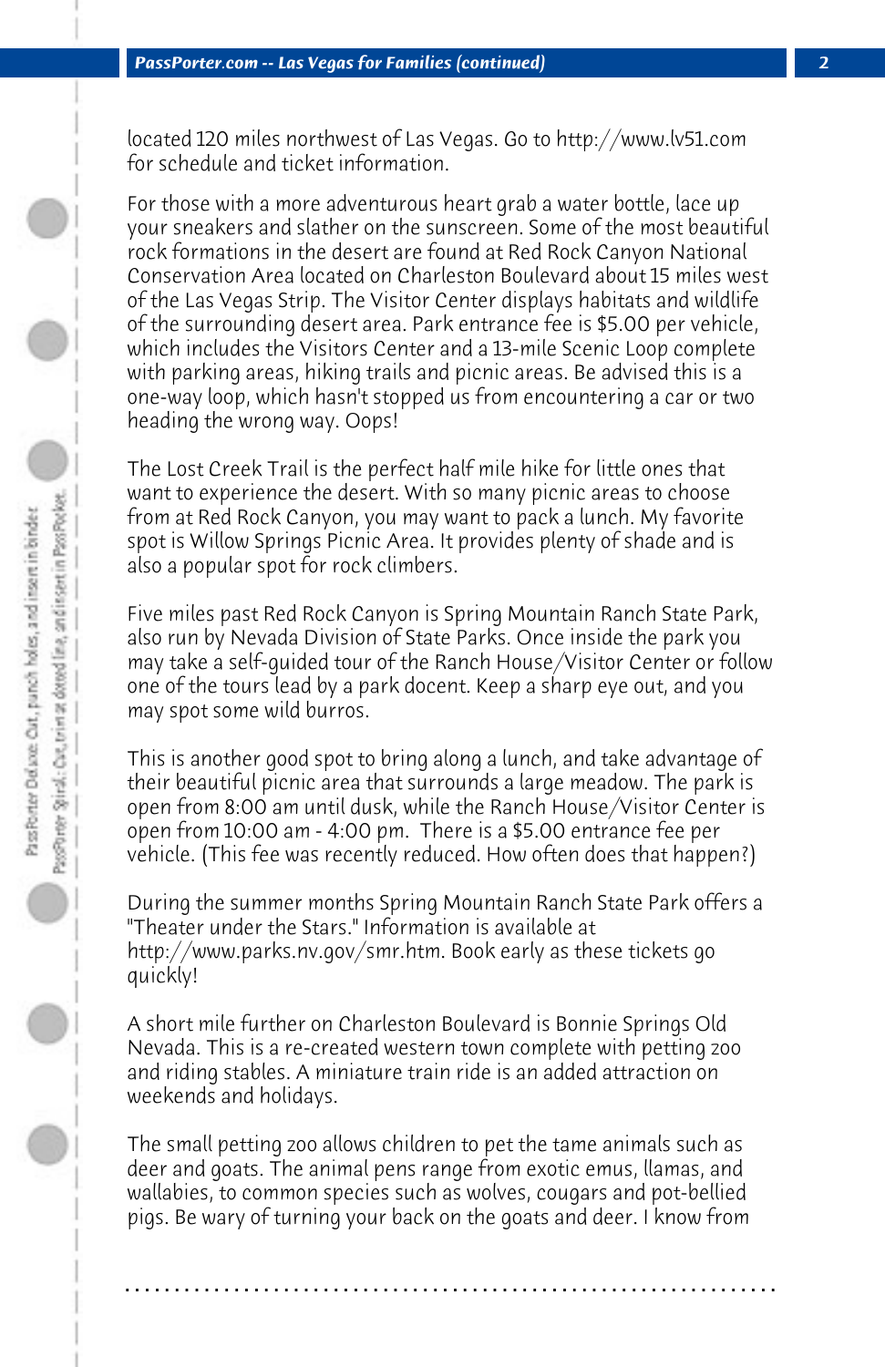located 120 miles northwest of Las Vegas. Go to http://www.lv51.com for schedule and ticket information.

For those with a more adventurous heart grab a water bottle, lace up your sneakers and slather on the sunscreen. Some of the most beautiful rock formations in the desert are found at Red Rock Canyon National Conservation Area located on Charleston Boulevard about 15 miles west of the Las Vegas Strip. The Visitor Center displays habitats and wildlife of the surrounding desert area. Park entrance fee is $5.00 per vehicle, which includes the Visitors Center and a 13-mile Scenic Loop complete with parking areas, hiking trails and picnic areas. Be advised this is a one-way loop, which hasn't stopped us from encountering a car or two heading the wrong way. Oops!

The Lost Creek Trail is the perfect half mile hike for little ones that want to experience the desert. With so many picnic areas to choose from at Red Rock Canyon, you may want to pack a lunch. My favorite spot is Willow Springs Picnic Area. It provides plenty of shade and is also a popular spot for rock climbers.

Five miles past Red Rock Canyon is Spring Mountain Ranch State Park, also run by Nevada Division of State Parks. Once inside the park you may take a self-guided tour of the Ranch House/Visitor Center or follow one of the tours lead by a park docent. Keep a sharp eye out, and you may spot some wild burros.

This is another good spot to bring along a lunch, and take advantage of their beautiful picnic area that surrounds a large meadow. The park is open from 8:00 am until dusk, while the Ranch House/Visitor Center is open from 10:00 am - 4:00 pm. There is a $5.00 entrance fee per vehicle. (This fee was recently reduced. How often does that happen?)

During the summer months Spring Mountain Ranch State Park offers a "Theater under the Stars." Information is available at http://www.parks.nv.gov/smr.htm. Book early as these tickets go quickly!

A short mile further on Charleston Boulevard is Bonnie Springs Old Nevada. This is a re-created western town complete with petting zoo and riding stables. A miniature train ride is an added attraction on weekends and holidays.

The small petting zoo allows children to pet the tame animals such as deer and goats. The animal pens range from exotic emus, llamas, and wallabies, to common species such as wolves, cougars and pot-bellied pigs. Be wary of turning your back on the goats and deer. I know from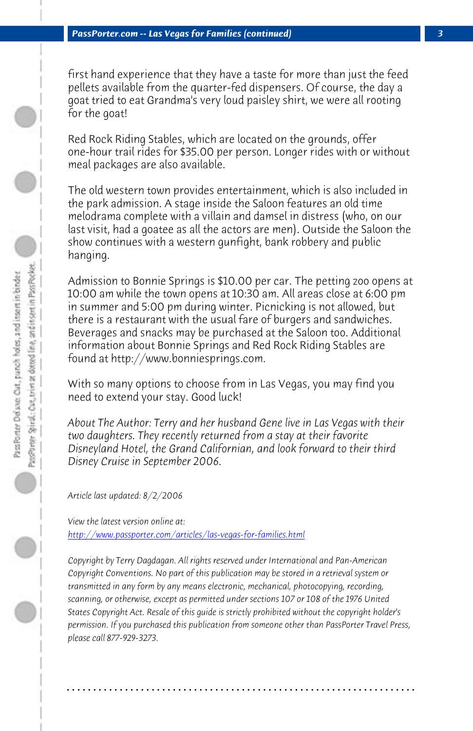first hand experience that they have a taste for more than just the feed pellets available from the quarter-fed dispensers. Of course, the day a goat tried to eat Grandma's very loud paisley shirt, we were all rooting for the goat!

Red Rock Riding Stables, which are located on the grounds, offer one-hour trail rides for $35.00 per person. Longer rides with or without meal packages are also available.

The old western town provides entertainment, which is also included in the park admission. A stage inside the Saloon features an old time melodrama complete with a villain and damsel in distress (who, on our last visit, had a goatee as all the actors are men). Outside the Saloon the show continues with a western gunfight, bank robbery and public hanging.

Admission to Bonnie Springs is $10.00 per car. The petting zoo opens at 10:00 am while the town opens at 10:30 am. All areas close at 6:00 pm in summer and 5:00 pm during winter. Picnicking is not allowed, but there is a restaurant with the usual fare of burgers and sandwiches. Beverages and snacks may be purchased at the Saloon too. Additional information about Bonnie Springs and Red Rock Riding Stables are found at http://www.bonniesprings.com.

With so many options to choose from in Las Vegas, you may find you need to extend your stay. Good luck!

*About The Author: Terry and her husband Gene live in Las Vegas with their two daughters. They recently returned from a stay at their favorite Disneyland Hotel, the Grand Californian, and look forward to their third Disney Cruise in September 2006.*

*Article last updated: 8/2/2006*

*View the latest version online at:*
*http://www.passporter.com/articles/las-vegas-for-families.html*

*Copyright by Terry Dagdagan. All rights reserved under International and Pan-American Copyright Conventions. No part of this publication may be stored in a retrieval system or transmitted in any form by any means electronic, mechanical, photocopying, recording, scanning, or otherwise, except as permitted under sections 107 or 108 of the 1976 United States Copyright Act. Resale of this guide is strictly prohibited without the copyright holder's permission. If you purchased this publication from someone other than PassPorter Travel Press, please call 877-929-3273.*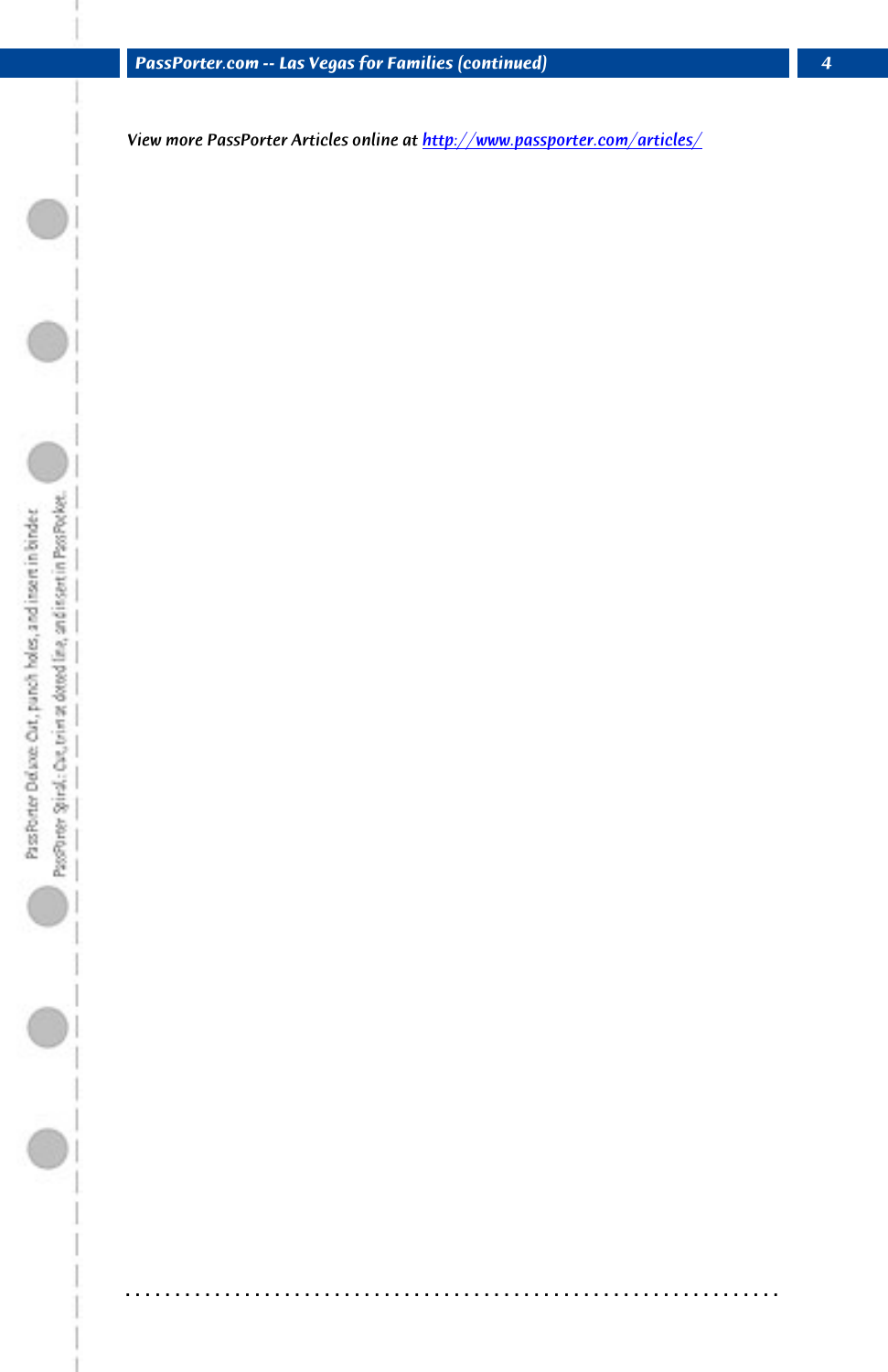*View more PassPorter Articles online at [http://www.passporter.com/articles/](http://www.passporter.com/articles/)*